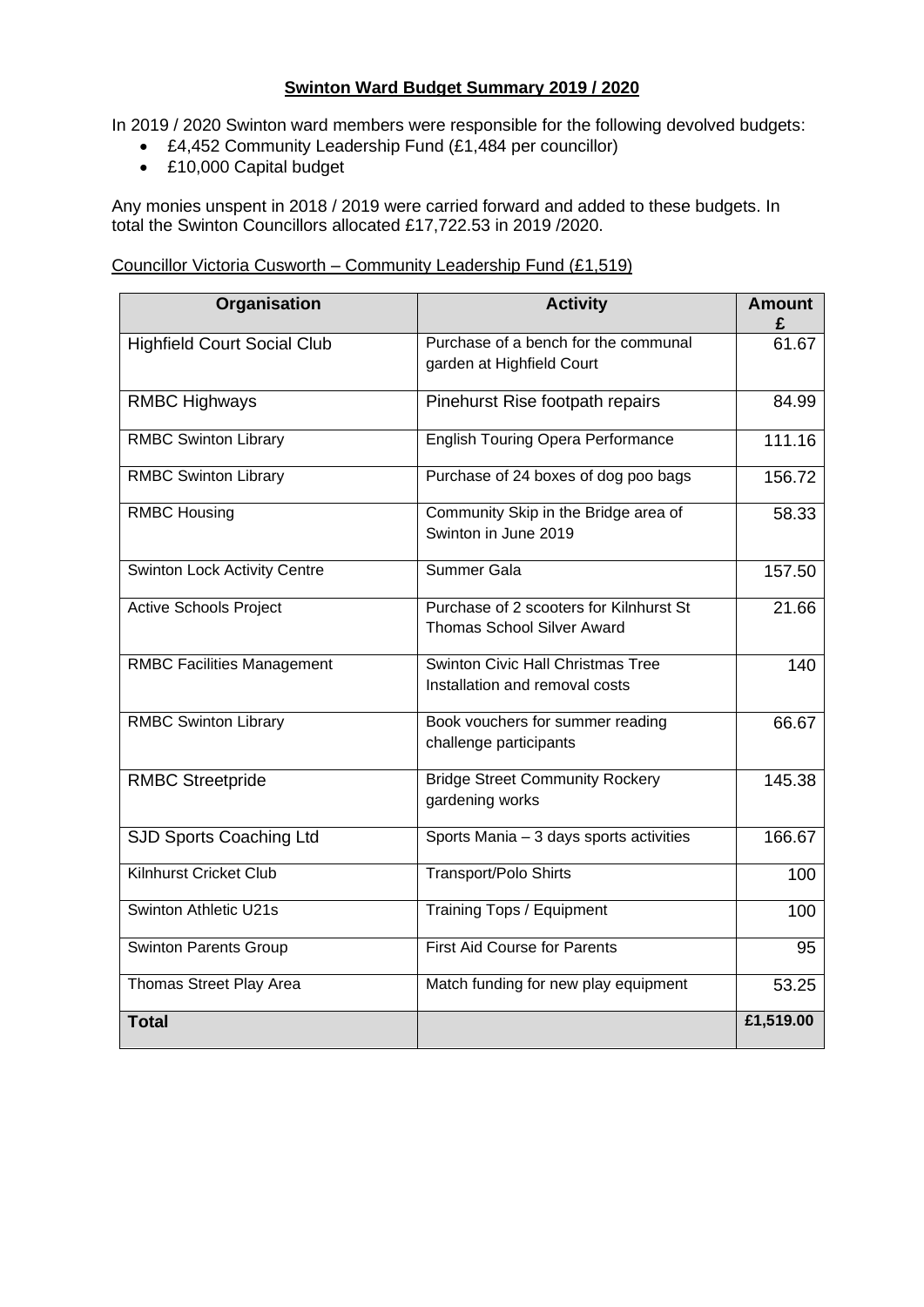**Swinton Ward Budget Summary 2019 / 2020**

In 2019 / 2020 Swinton ward members were responsible for the following devolved budgets:

- £4,452 Community Leadership Fund (£1,484 per councillor)
- £10,000 Capital budget

Any monies unspent in 2018 / 2019 were carried forward and added to these budgets. In total the Swinton Councillors allocated £17,722.53 in 2019 /2020.

Councillor Victoria Cusworth – Community Leadership Fund (£1,519)

| Organisation | Activity | Amount £ |
|---|---|---|
| Highfield Court Social Club | Purchase of a bench for the communal garden at Highfield Court | 61.67 |
| RMBC Highways | Pinehurst Rise footpath repairs | 84.99 |
| RMBC Swinton Library | English Touring Opera Performance | 111.16 |
| RMBC Swinton Library | Purchase of 24 boxes of dog poo bags | 156.72 |
| RMBC Housing | Community Skip in the Bridge area of Swinton in June 2019 | 58.33 |
| Swinton Lock Activity Centre | Summer Gala | 157.50 |
| Active Schools Project | Purchase of 2 scooters for Kilnhurst St Thomas School Silver Award | 21.66 |
| RMBC Facilities Management | Swinton Civic Hall Christmas Tree Installation and removal costs | 140 |
| RMBC Swinton Library | Book vouchers for summer reading challenge participants | 66.67 |
| RMBC Streetpride | Bridge Street Community Rockery gardening works | 145.38 |
| SJD Sports Coaching Ltd | Sports Mania – 3 days sports activities | 166.67 |
| Kilnhurst Cricket Club | Transport/Polo Shirts | 100 |
| Swinton Athletic U21s | Training Tops / Equipment | 100 |
| Swinton Parents Group | First Aid Course for Parents | 95 |
| Thomas Street Play Area | Match funding for new play equipment | 53.25 |
| **Total** | | **£1,519.00** |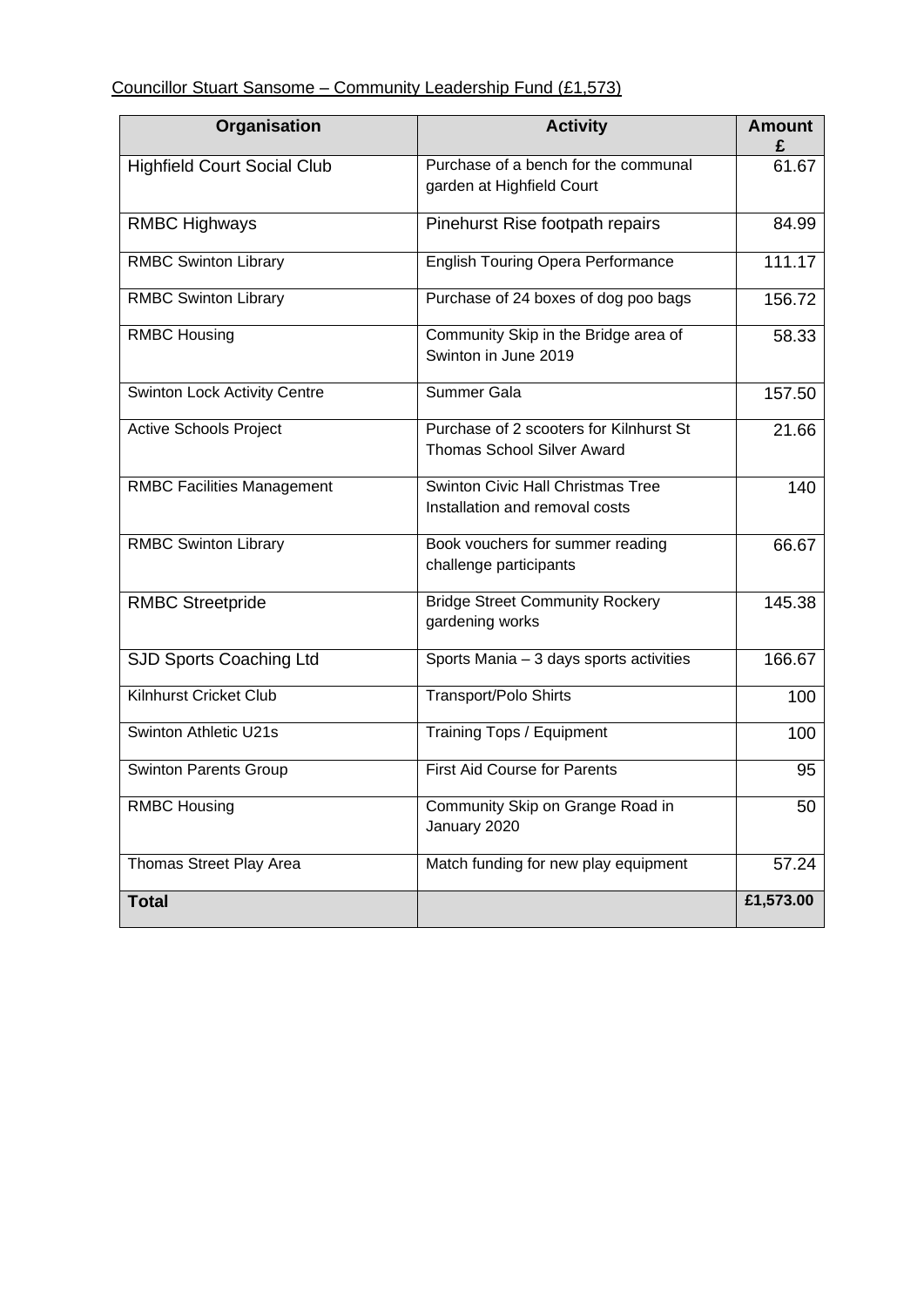Councillor Stuart Sansome – Community Leadership Fund (£1,573)

| Organisation | Activity | Amount £ |
|---|---|---|
| Highfield Court Social Club | Purchase of a bench for the communal garden at Highfield Court | 61.67 |
| RMBC Highways | Pinehurst Rise footpath repairs | 84.99 |
| RMBC Swinton Library | English Touring Opera Performance | 111.17 |
| RMBC Swinton Library | Purchase of 24 boxes of dog poo bags | 156.72 |
| RMBC Housing | Community Skip in the Bridge area of Swinton in June 2019 | 58.33 |
| Swinton Lock Activity Centre | Summer Gala | 157.50 |
| Active Schools Project | Purchase of 2 scooters for Kilnhurst St Thomas School Silver Award | 21.66 |
| RMBC Facilities Management | Swinton Civic Hall Christmas Tree Installation and removal costs | 140 |
| RMBC Swinton Library | Book vouchers for summer reading challenge participants | 66.67 |
| RMBC Streetpride | Bridge Street Community Rockery gardening works | 145.38 |
| SJD Sports Coaching Ltd | Sports Mania – 3 days sports activities | 166.67 |
| Kilnhurst Cricket Club | Transport/Polo Shirts | 100 |
| Swinton Athletic U21s | Training Tops / Equipment | 100 |
| Swinton Parents Group | First Aid Course for Parents | 95 |
| RMBC Housing | Community Skip on Grange Road in January 2020 | 50 |
| Thomas Street Play Area | Match funding for new play equipment | 57.24 |
| **Total** | | **£1,573.00** |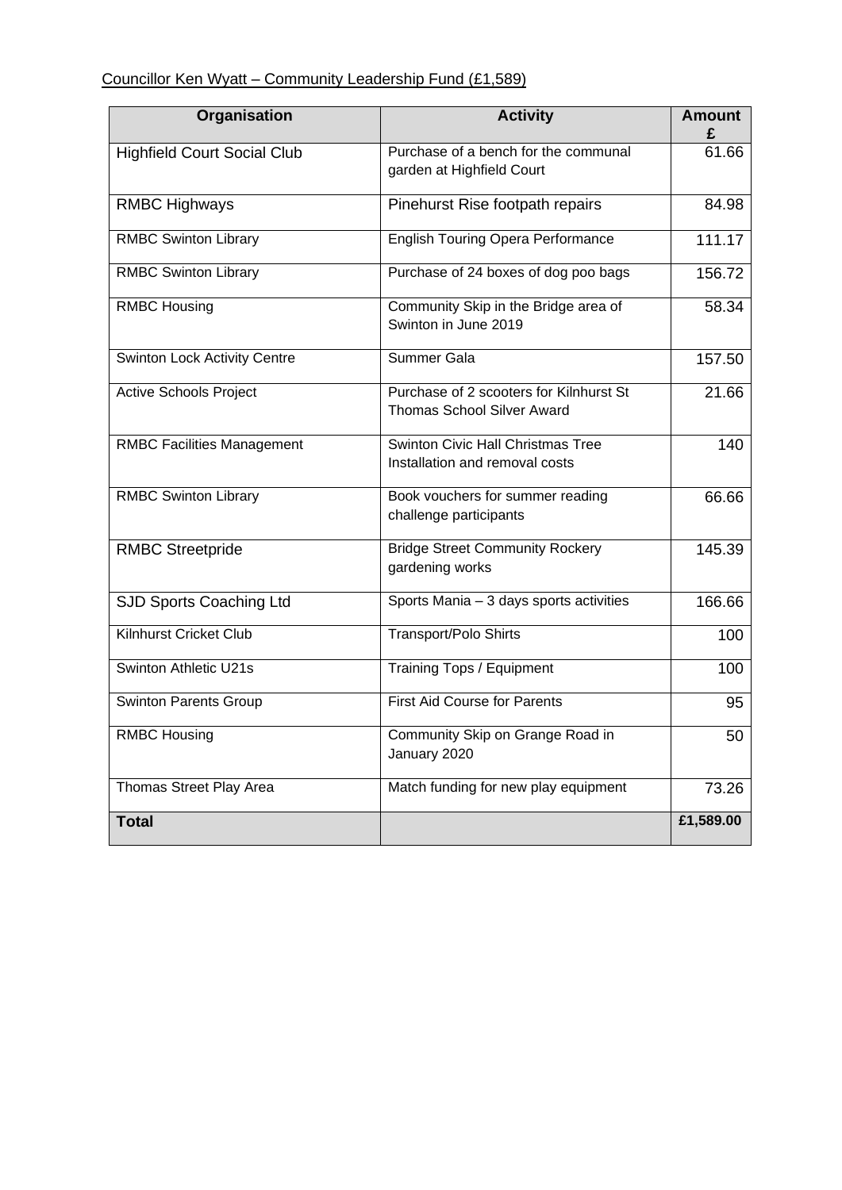Councillor Ken Wyatt – Community Leadership Fund (£1,589)

| Organisation | Activity | Amount £ |
|---|---|---|
| Highfield Court Social Club | Purchase of a bench for the communal garden at Highfield Court | 61.66 |
| RMBC Highways | Pinehurst Rise footpath repairs | 84.98 |
| RMBC Swinton Library | English Touring Opera Performance | 111.17 |
| RMBC Swinton Library | Purchase of 24 boxes of dog poo bags | 156.72 |
| RMBC Housing | Community Skip in the Bridge area of Swinton in June 2019 | 58.34 |
| Swinton Lock Activity Centre | Summer Gala | 157.50 |
| Active Schools Project | Purchase of 2 scooters for Kilnhurst St Thomas School Silver Award | 21.66 |
| RMBC Facilities Management | Swinton Civic Hall Christmas Tree Installation and removal costs | 140 |
| RMBC Swinton Library | Book vouchers for summer reading challenge participants | 66.66 |
| RMBC Streetpride | Bridge Street Community Rockery gardening works | 145.39 |
| SJD Sports Coaching Ltd | Sports Mania – 3 days sports activities | 166.66 |
| Kilnhurst Cricket Club | Transport/Polo Shirts | 100 |
| Swinton Athletic U21s | Training Tops / Equipment | 100 |
| Swinton Parents Group | First Aid Course for Parents | 95 |
| RMBC Housing | Community Skip on Grange Road in January 2020 | 50 |
| Thomas Street Play Area | Match funding for new play equipment | 73.26 |
| **Total** | | **£1,589.00** |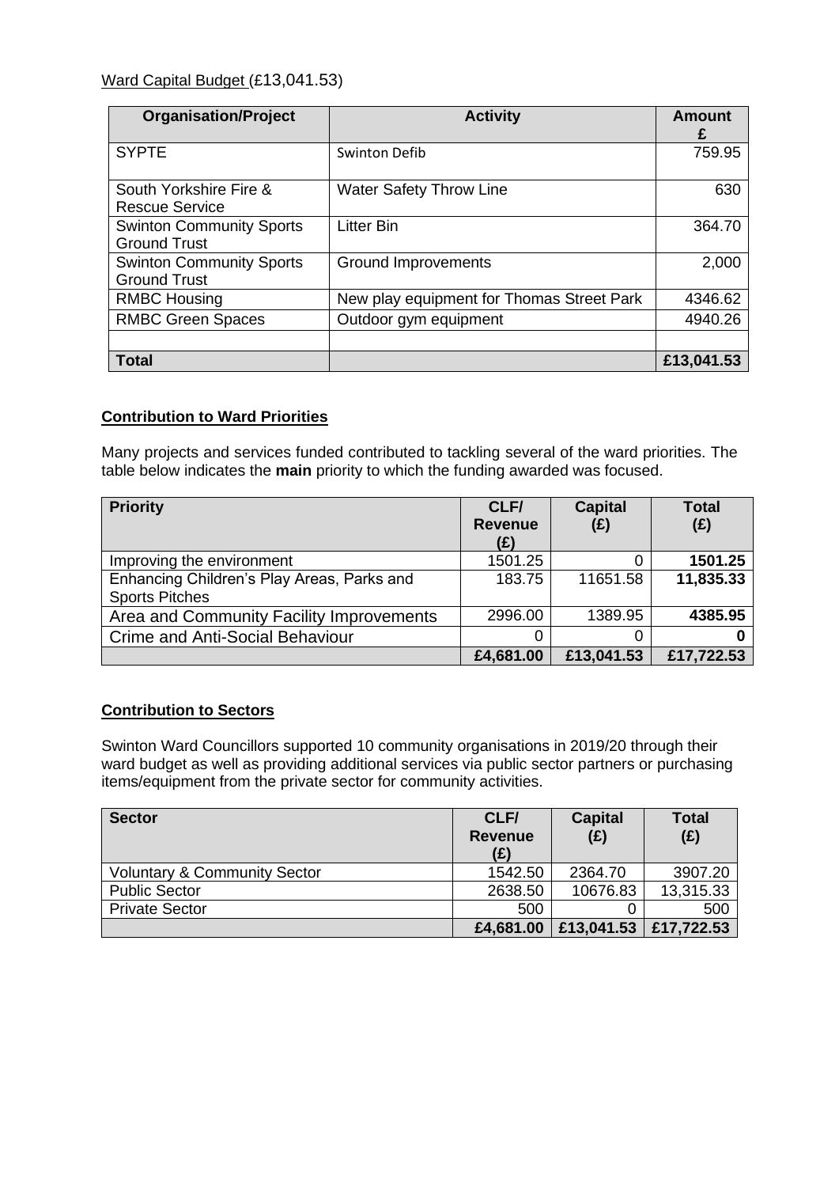Ward Capital Budget (£13,041.53)

| Organisation/Project | Activity | Amount £ |
|---|---|---|
| SYPTE | Swinton Defib | 759.95 |
| South Yorkshire Fire & Rescue Service | Water Safety Throw Line | 630 |
| Swinton Community Sports Ground Trust | Litter Bin | 364.70 |
| Swinton Community Sports Ground Trust | Ground Improvements | 2,000 |
| RMBC Housing | New play equipment for Thomas Street Park | 4346.62 |
| RMBC Green Spaces | Outdoor gym equipment | 4940.26 |
| | | |
| **Total** | | **£13,041.53** |

**Contribution to Ward Priorities**

Many projects and services funded contributed to tackling several of the ward priorities. The table below indicates the **main** priority to which the funding awarded was focused.

| Priority | CLF/ Revenue (£) | Capital (£) | Total (£) |
|---|---|---|---|
| Improving the environment | 1501.25 | 0 | **1501.25** |
| Enhancing Children's Play Areas, Parks and Sports Pitches | 183.75 | 11651.58 | **11,835.33** |
| Area and Community Facility Improvements | 2996.00 | 1389.95 | **4385.95** |
| Crime and Anti-Social Behaviour | 0 | 0 | **0** |
| | **£4,681.00** | **£13,041.53** | **£17,722.53** |

**Contribution to Sectors**

Swinton Ward Councillors supported 10 community organisations in 2019/20 through their ward budget as well as providing additional services via public sector partners or purchasing items/equipment from the private sector for community activities.

| Sector | CLF/ Revenue (£) | Capital (£) | Total (£) |
|---|---|---|---|
| Voluntary & Community Sector | 1542.50 | 2364.70 | 3907.20 |
| Public Sector | 2638.50 | 10676.83 | 13,315.33 |
| Private Sector | 500 | 0 | 500 |
| | **£4,681.00** | **£13,041.53** | **£17,722.53** |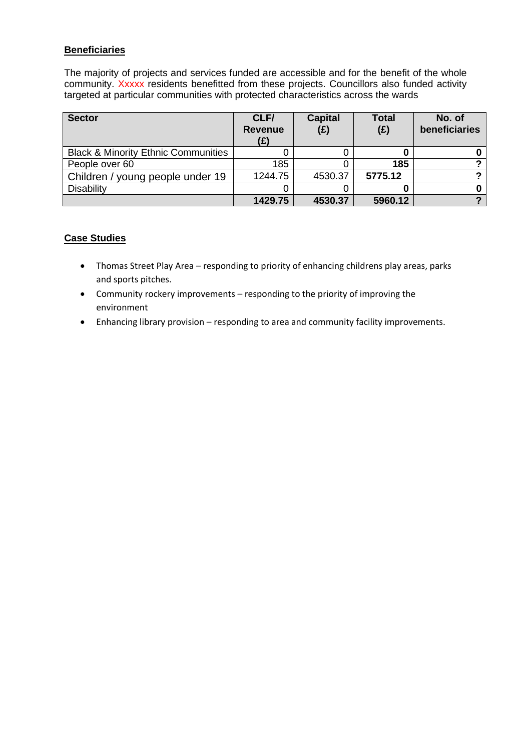## Beneficiaries

The majority of projects and services funded are accessible and for the benefit of the whole community. Xxxxx residents benefitted from these projects. Councillors also funded activity targeted at particular communities with protected characteristics across the wards

| Sector | CLF/ Revenue (£) | Capital (£) | Total (£) | No. of beneficiaries |
|---|---|---|---|---|
| Black & Minority Ethnic Communities | 0 | 0 | **0** | **0** |
| People over 60 | 185 | 0 | **185** | **?** |
| Children / young people under 19 | 1244.75 | 4530.37 | **5775.12** | **?** |
| Disability | 0 | 0 | **0** | **0** |
| | **1429.75** | **4530.37** | **5960.12** | **?** |

## Case Studies

- Thomas Street Play Area – responding to priority of enhancing childrens play areas, parks and sports pitches.
- Community rockery improvements – responding to the priority of improving the environment
- Enhancing library provision – responding to area and community facility improvements.